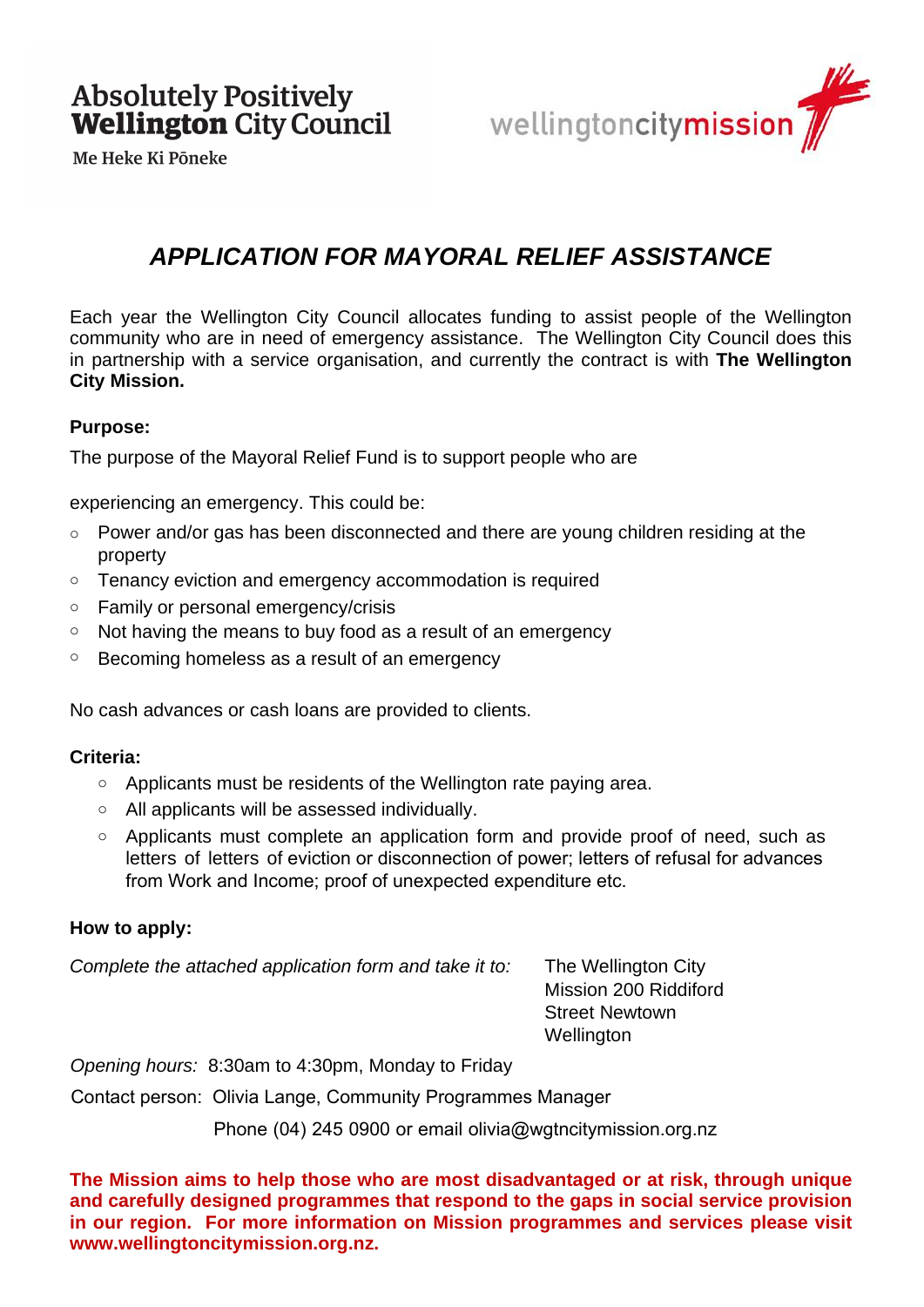Absolutely Positively **Wellington** City Council

Me Heke Ki Pōneke

wellingtoncitymission

# *APPLICATION FOR MAYORAL RELIEF ASSISTANCE*

Each year the Wellington City Council allocates funding to assist people of the Wellington community who are in need of emergency assistance. The Wellington City Council does this in partnership with a service organisation, and currently the contract is with **The Wellington City Mission.**

**Purpose:**

The purpose of the Mayoral Relief Fund is to support people who are

experiencing an emergency. This could be:

- Power and/or gas has been disconnected and there are young children residing at the property
- Tenancy eviction and emergency accommodation is required
- Family or personal emergency/crisis
- Not having the means to buy food as a result of an emergency
- Becoming homeless as a result of an emergency

No cash advances or cash loans are provided to clients.

**Criteria:**

- Applicants must be residents of the Wellington rate paying area.
- All applicants will be assessed individually.
- Applicants must complete an application form and provide proof of need, such as letters of letters of eviction or disconnection of power; letters of refusal for advances from Work and Income; proof of unexpected expenditure etc.

**How to apply:**

*Complete the attached application form and take it to:*

The Wellington City Mission 200 Riddiford Street Newtown Wellington

*Opening hours:* 8:30am to 4:30pm, Monday to Friday

Contact person: Olivia Lange, Community Programmes Manager

Phone (04) 245 0900 or email olivia@wgtncitymission.org.nz

**The Mission aims to help those who are most disadvantaged or at risk, through unique and carefully designed programmes that respond to the gaps in social service provision in our region. For more information on Mission programmes and services please visit www.wellingtoncitymission.org.nz.**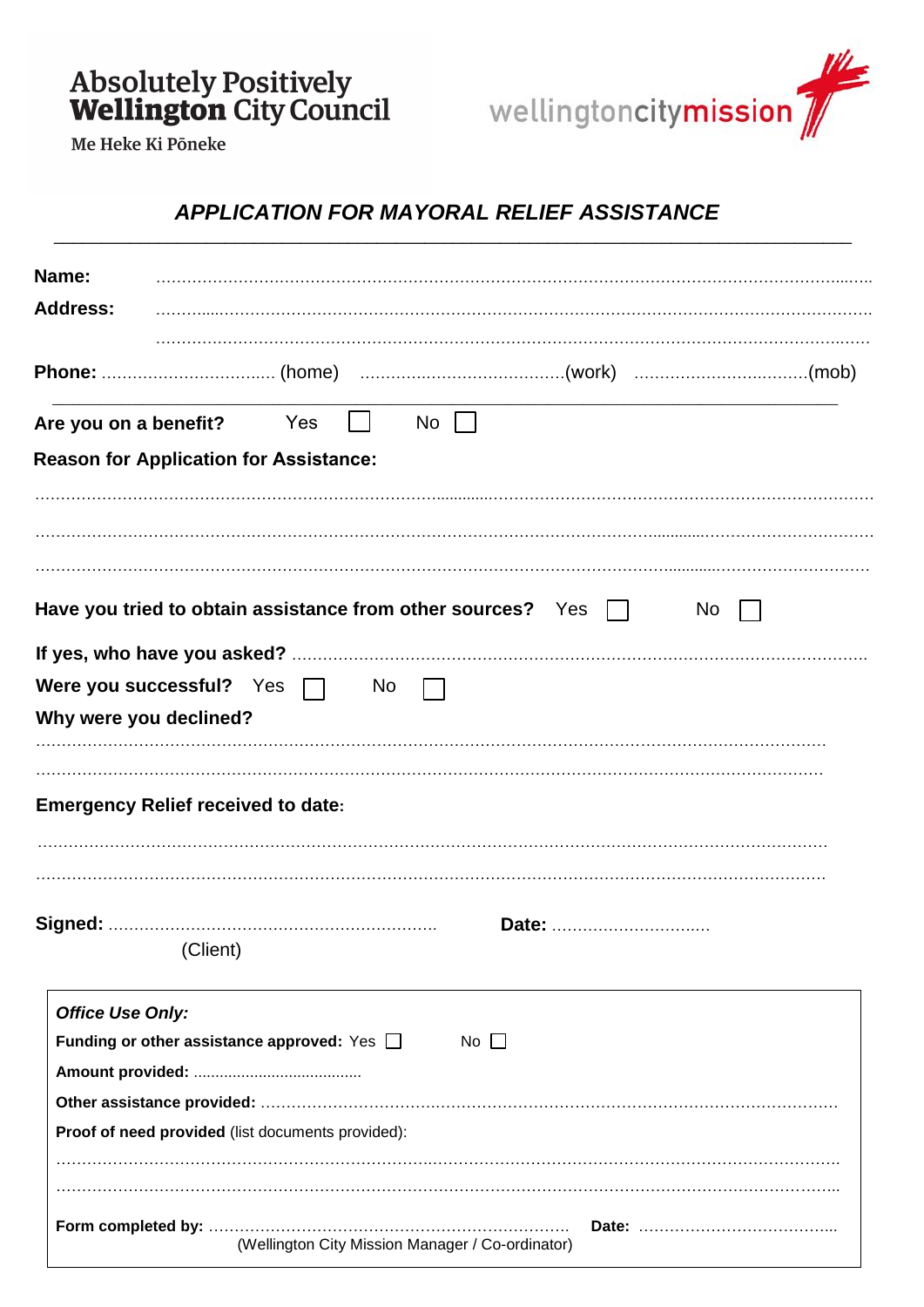Absolutely Positively **Wellington** City Council

Me Heke Ki Pōneke

wellingtoncitymission

## *APPLICATION FOR MAYORAL RELIEF ASSISTANCE*

---

**Name:** ……………………………………………………………………………………………………………………

**Address:** ……………………………………………………………………………………………………………………

……………………………………………………………………………………………………………………

**Phone:** ……………………………. (home) ………………………………….(work) …………………………….(mob)

---

**Are you on a benefit?** Yes ☐ No ☐

**Reason for Application for Assistance:**

……………………………………………………………………………………………………………………………

……………………………………………………………………………………………………………………………

……………………………………………………………………………………………………………………………

**Have you tried to obtain assistance from other sources?** Yes ☐ No ☐

**If yes, who have you asked?** ………………………………………………………………………………………

**Were you successful?** Yes ☐ No ☐

**Why were you declined?**

……………………………………………………………………………………………………………………………

……………………………………………………………………………………………………………………………

**Emergency Relief received to date:**

……………………………………………………………………………………………………………………………

……………………………………………………………………………………………………………………………

**Signed:** ……………………………………………………… **Date:** …………………………
(Client)

---

***Office Use Only:***

**Funding or other assistance approved:** Yes ☐ No ☐

**Amount provided:** ………………………………

**Other assistance provided:** ……………………………………………………………………………………

**Proof of need provided** (list documents provided):

……………………………………………………………………………………………………………………………

……………………………………………………………………………………………………………………………

**Form completed by:** ……………………………………………………………… **Date:** ………………………………
(Wellington City Mission Manager / Co-ordinator)